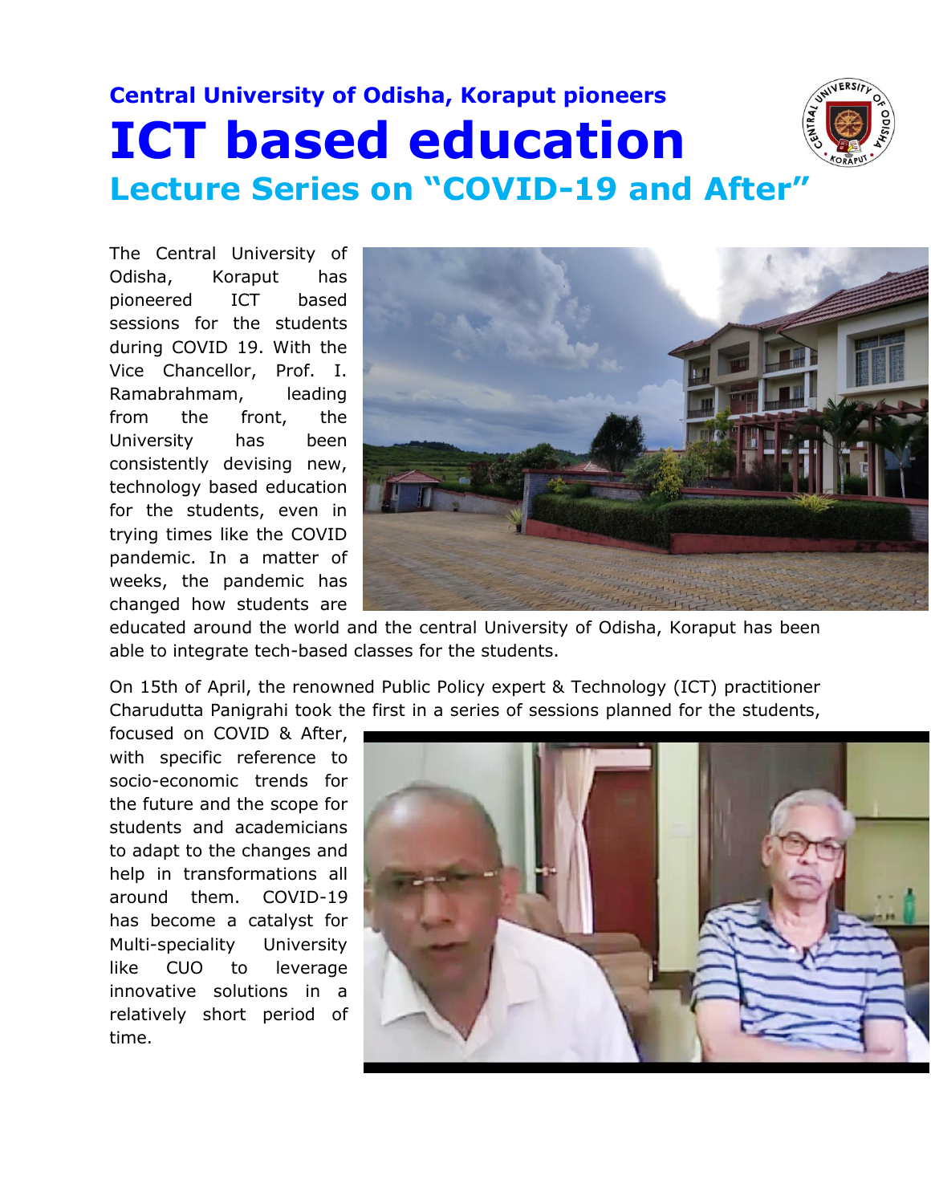## Central University of Odisha, Koraput pioneers

# ICT based education

## Lecture Series on "COVID-19 and After"

The Central University of Odisha, Koraput has pioneered ICT based sessions for the students during COVID 19. With the Vice Chancellor, Prof. I. Ramabrahmam, leading from the front, the University has been consistently devising new, technology based education for the students, even in trying times like the COVID pandemic. In a matter of weeks, the pandemic has changed how students are educated around the world and the central University of Odisha, Koraput has been able to integrate tech-based classes for the students.

On 15th of April, the renowned Public Policy expert & Technology (ICT) practitioner Charudutta Panigrahi took the first in a series of sessions planned for the students, focused on COVID & After, with specific reference to socio-economic trends for the future and the scope for students and academicians to adapt to the changes and help in transformations all around them. COVID-19 has become a catalyst for Multi-speciality University like CUO to leverage innovative solutions in a relatively short period of time.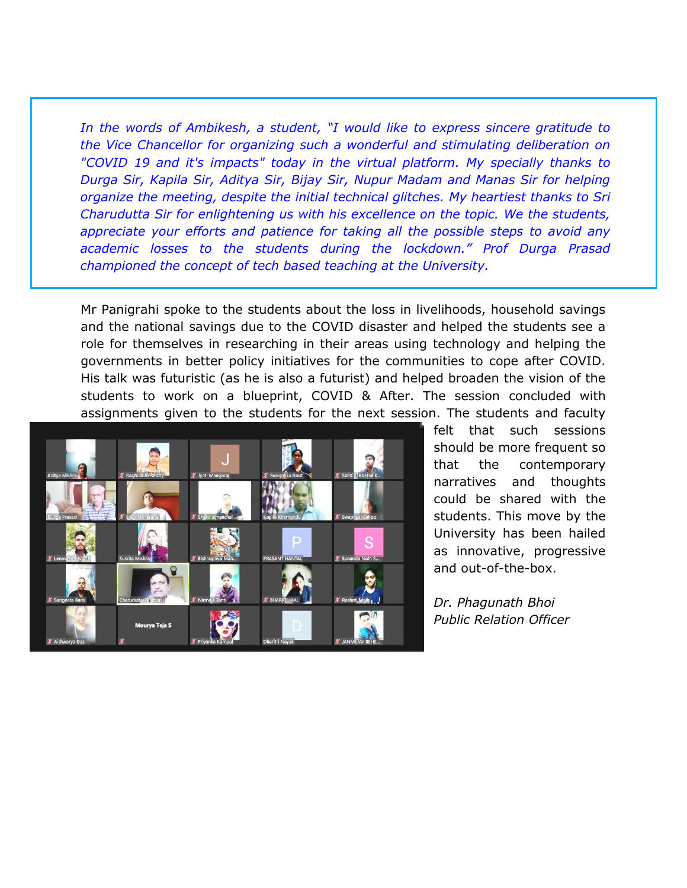*In the words of Ambikesh, a student, "I would like to express sincere gratitude to the Vice Chancellor for organizing such a wonderful and stimulating deliberation on "COVID 19 and it's impacts" today in the virtual platform. My specially thanks to Durga Sir, Kapila Sir, Aditya Sir, Bijay Sir, Nupur Madam and Manas Sir for helping organize the meeting, despite the initial technical glitches. My heartiest thanks to Sri Charudutta Sir for enlightening us with his excellence on the topic. We the students, appreciate your efforts and patience for taking all the possible steps to avoid any academic losses to the students during the lockdown." Prof Durga Prasad championed the concept of tech based teaching at the University.*

Mr Panigrahi spoke to the students about the loss in livelihoods, household savings and the national savings due to the COVID disaster and helped the students see a role for themselves in researching in their areas using technology and helping the governments in better policy initiatives for the communities to cope after COVID. His talk was futuristic (as he is also a futurist) and helped broaden the vision of the students to work on a blueprint, COVID & After. The session concluded with assignments given to the students for the next session. The students and faculty felt that such sessions should be more frequent so that the contemporary narratives and thoughts could be shared with the students. This move by the University has been hailed as innovative, progressive and out-of-the-box.

*Dr. Phagunath Bhoi*
*Public Relation Officer*